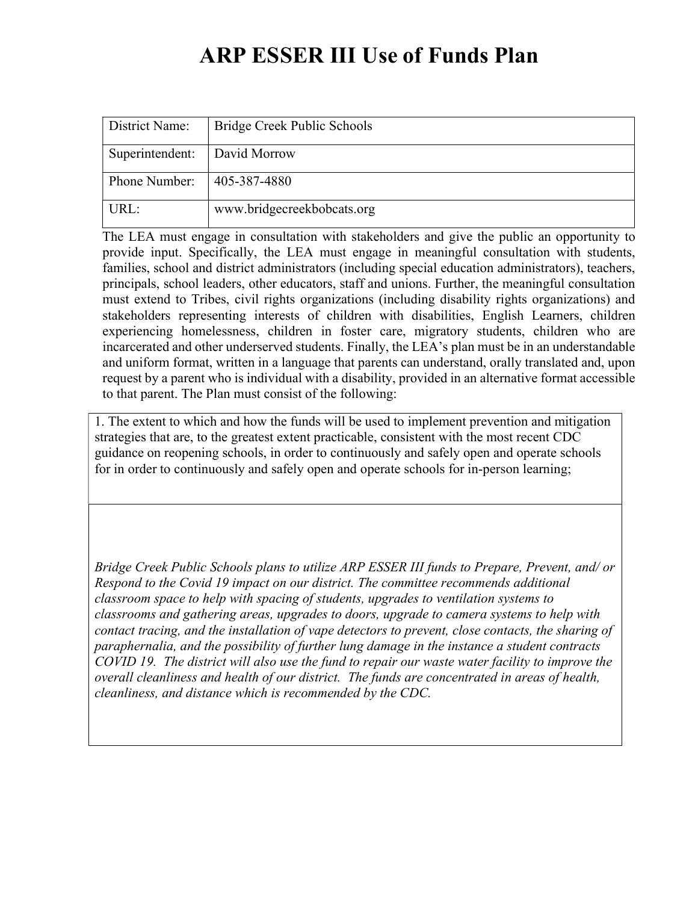# ARP ESSER III Use of Funds Plan

| District Name: | Bridge Creek Public Schools |
|---|---|
| Superintendent: | David Morrow |
| Phone Number: | 405-387-4880 |
| URL: | www.bridgecreekbobcats.org |

The LEA must engage in consultation with stakeholders and give the public an opportunity to provide input. Specifically, the LEA must engage in meaningful consultation with students, families, school and district administrators (including special education administrators), teachers, principals, school leaders, other educators, staff and unions. Further, the meaningful consultation must extend to Tribes, civil rights organizations (including disability rights organizations) and stakeholders representing interests of children with disabilities, English Learners, children experiencing homelessness, children in foster care, migratory students, children who are incarcerated and other underserved students. Finally, the LEA's plan must be in an understandable and uniform format, written in a language that parents can understand, orally translated and, upon request by a parent who is individual with a disability, provided in an alternative format accessible to that parent. The Plan must consist of the following:

| 1. The extent to which and how the funds will be used to implement prevention and mitigation strategies that are, to the greatest extent practicable, consistent with the most recent CDC guidance on reopening schools, in order to continuously and safely open and operate schools for in order to continuously and safely open and operate schools for in-person learning; |
|---|
| *Bridge Creek Public Schools plans to utilize ARP ESSER III funds to Prepare, Prevent, and/ or Respond to the Covid 19 impact on our district. The committee recommends additional classroom space to help with spacing of students, upgrades to ventilation systems to classrooms and gathering areas, upgrades to doors, upgrade to camera systems to help with contact tracing, and the installation of vape detectors to prevent, close contacts, the sharing of paraphernalia, and the possibility of further lung damage in the instance a student contracts COVID 19. The district will also use the fund to repair our waste water facility to improve the overall cleanliness and health of our district. The funds are concentrated in areas of health, cleanliness, and distance which is recommended by the CDC.* |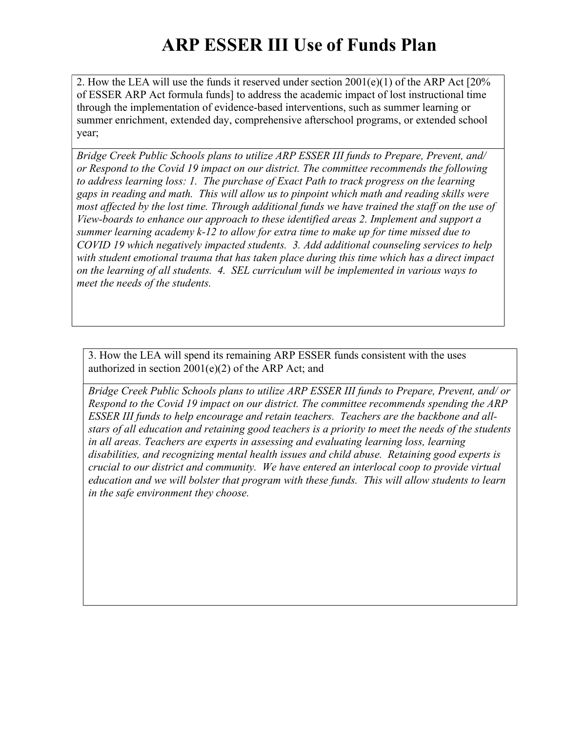# ARP ESSER III Use of Funds Plan

2. How the LEA will use the funds it reserved under section 2001(e)(1) of the ARP Act [20% of ESSER ARP Act formula funds] to address the academic impact of lost instructional time through the implementation of evidence-based interventions, such as summer learning or summer enrichment, extended day, comprehensive afterschool programs, or extended school year;

*Bridge Creek Public Schools plans to utilize ARP ESSER III funds to Prepare, Prevent, and/ or Respond to the Covid 19 impact on our district. The committee recommends the following to address learning loss: 1. The purchase of Exact Path to track progress on the learning gaps in reading and math. This will allow us to pinpoint which math and reading skills were most affected by the lost time. Through additional funds we have trained the staff on the use of View-boards to enhance our approach to these identified areas 2. Implement and support a summer learning academy k-12 to allow for extra time to make up for time missed due to COVID 19 which negatively impacted students. 3. Add additional counseling services to help with student emotional trauma that has taken place during this time which has a direct impact on the learning of all students. 4. SEL curriculum will be implemented in various ways to meet the needs of the students.*

3. How the LEA will spend its remaining ARP ESSER funds consistent with the uses authorized in section 2001(e)(2) of the ARP Act; and

*Bridge Creek Public Schools plans to utilize ARP ESSER III funds to Prepare, Prevent, and/ or Respond to the Covid 19 impact on our district. The committee recommends spending the ARP ESSER III funds to help encourage and retain teachers. Teachers are the backbone and all-stars of all education and retaining good teachers is a priority to meet the needs of the students in all areas. Teachers are experts in assessing and evaluating learning loss, learning disabilities, and recognizing mental health issues and child abuse. Retaining good experts is crucial to our district and community. We have entered an interlocal coop to provide virtual education and we will bolster that program with these funds. This will allow students to learn in the safe environment they choose.*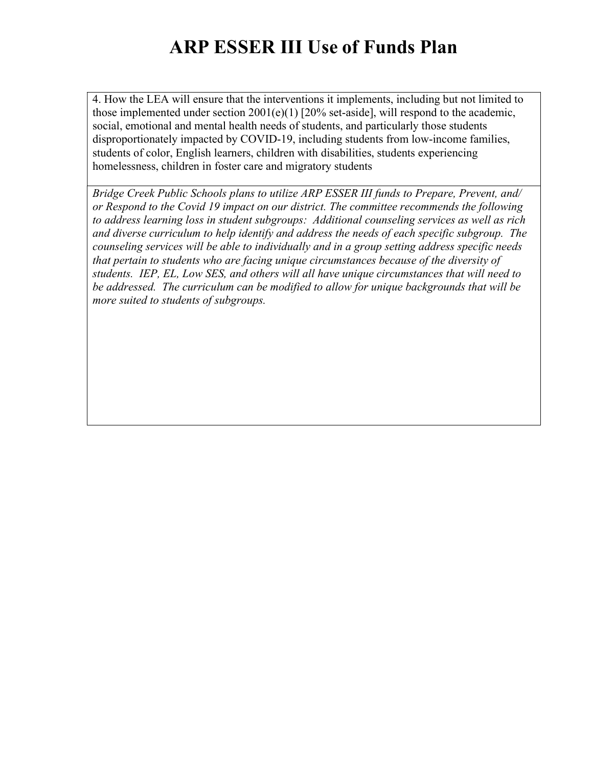# ARP ESSER III Use of Funds Plan

| 4. How the LEA will ensure that the interventions it implements, including but not limited to those implemented under section 2001(e)(1) [20% set-aside], will respond to the academic, social, emotional and mental health needs of students, and particularly those students disproportionately impacted by COVID-19, including students from low-income families, students of color, English learners, children with disabilities, students experiencing homelessness, children in foster care and migratory students |
|---|
| *Bridge Creek Public Schools plans to utilize ARP ESSER III funds to Prepare, Prevent, and/ or Respond to the Covid 19 impact on our district. The committee recommends the following to address learning loss in student subgroups: Additional counseling services as well as rich and diverse curriculum to help identify and address the needs of each specific subgroup. The counseling services will be able to individually and in a group setting address specific needs that pertain to students who are facing unique circumstances because of the diversity of students. IEP, EL, Low SES, and others will all have unique circumstances that will need to be addressed. The curriculum can be modified to allow for unique backgrounds that will be more suited to students of subgroups.* |